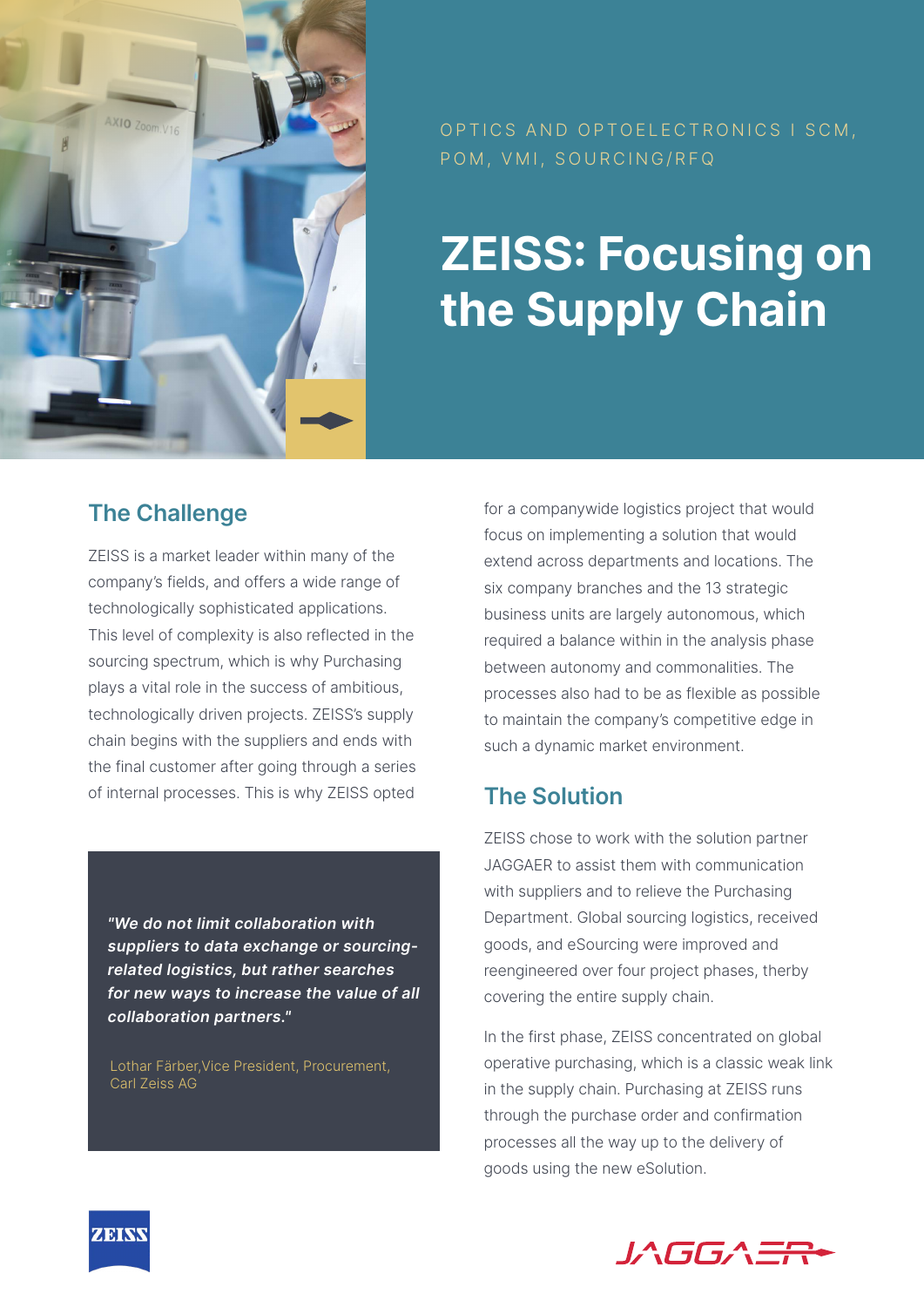OPTICS AND OPTOELECTRONICS I SCM, POM, VMI, SOURCING/RFQ

# ZEISS: Focusing on the Supply Chain

## The Challenge

ZEISS is a market leader within many of the company's fields, and offers a wide range of technologically sophisticated applications. This level of complexity is also reflected in the sourcing spectrum, which is why Purchasing plays a vital role in the success of ambitious, technologically driven projects. ZEISS's supply chain begins with the suppliers and ends with the final customer after going through a series of internal processes. This is why ZEISS opted for a companywide logistics project that would focus on implementing a solution that would extend across departments and locations. The six company branches and the 13 strategic business units are largely autonomous, which required a balance within in the analysis phase between autonomy and commonalities. The processes also had to be as flexible as possible to maintain the company's competitive edge in such a dynamic market environment.

> ***"We do not limit collaboration with suppliers to data exchange or sourcing-related logistics, but rather searches for new ways to increase the value of all collaboration partners."***
>
> Lothar Färber,Vice President, Procurement, Carl Zeiss AG

## The Solution

ZEISS chose to work with the solution partner JAGGAER to assist them with communication with suppliers and to relieve the Purchasing Department. Global sourcing logistics, received goods, and eSourcing were improved and reengineered over four project phases, therby covering the entire supply chain.

In the first phase, ZEISS concentrated on global operative purchasing, which is a classic weak link in the supply chain. Purchasing at ZEISS runs through the purchase order and confirmation processes all the way up to the delivery of goods using the new eSolution.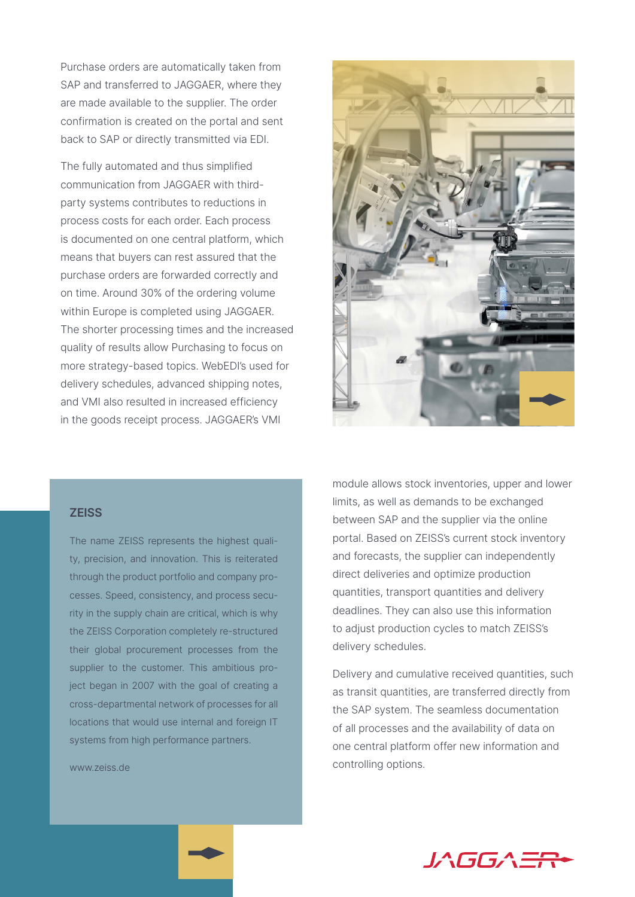Purchase orders are automatically taken from SAP and transferred to JAGGAER, where they are made available to the supplier. The order confirmation is created on the portal and sent back to SAP or directly transmitted via EDI.

The fully automated and thus simplified communication from JAGGAER with third-party systems contributes to reductions in process costs for each order. Each process is documented on one central platform, which means that buyers can rest assured that the purchase orders are forwarded correctly and on time. Around 30% of the ordering volume within Europe is completed using JAGGAER. The shorter processing times and the increased quality of results allow Purchasing to focus on more strategy-based topics. WebEDI's used for delivery schedules, advanced shipping notes, and VMI also resulted in increased efficiency in the goods receipt process. JAGGAER's VMI module allows stock inventories, upper and lower limits, as well as demands to be exchanged between SAP and the supplier via the online portal. Based on ZEISS's current stock inventory and forecasts, the supplier can independently direct deliveries and optimize production quantities, transport quantities and delivery deadlines. They can also use this information to adjust production cycles to match ZEISS's delivery schedules.

Delivery and cumulative received quantities, such as transit quantities, are transferred directly from the SAP system. The seamless documentation of all processes and the availability of data on one central platform offer new information and controlling options.

## ZEISS

The name ZEISS represents the highest quality, precision, and innovation. This is reiterated through the product portfolio and company processes. Speed, consistency, and process security in the supply chain are critical, which is why the ZEISS Corporation completely re-structured their global procurement processes from the supplier to the customer. This ambitious project began in 2007 with the goal of creating a cross-departmental network of processes for all locations that would use internal and foreign IT systems from high performance partners.

www.zeiss.de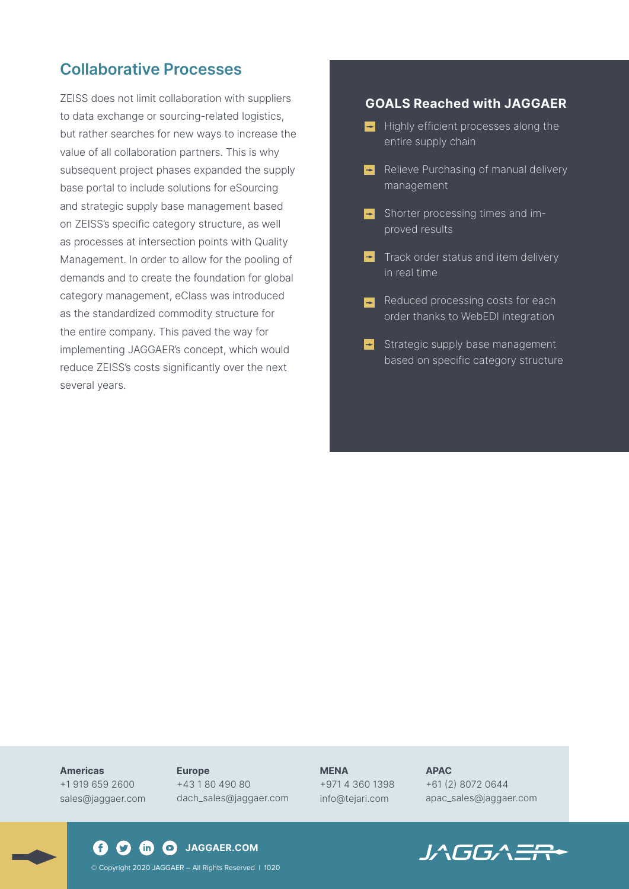## Collaborative Processes

ZEISS does not limit collaboration with suppliers to data exchange or sourcing-related logistics, but rather searches for new ways to increase the value of all collaboration partners. This is why subsequent project phases expanded the supply base portal to include solutions for eSourcing and strategic supply base management based on ZEISS's specific category structure, as well as processes at intersection points with Quality Management. In order to allow for the pooling of demands and to create the foundation for global category management, eClass was introduced as the standardized commodity structure for the entire company. This paved the way for implementing JAGGAER's concept, which would reduce ZEISS's costs significantly over the next several years.

### GOALS Reached with JAGGAER

- Highly efficient processes along the entire supply chain
- Relieve Purchasing of manual delivery management
- Shorter processing times and improved results
- Track order status and item delivery in real time
- Reduced processing costs for each order thanks to WebEDI integration
- Strategic supply base management based on specific category structure

**Americas**
+1 919 659 2600
sales@jaggaer.com

**Europe**
+43 1 80 490 80
dach_sales@jaggaer.com

**MENA**
+971 4 360 1398
info@tejari.com

**APAC**
+61 (2) 8072 0644
apac_sales@jaggaer.com

**JAGGAER.COM**

© Copyright 2020 JAGGAER – All Rights Reserved | 1020